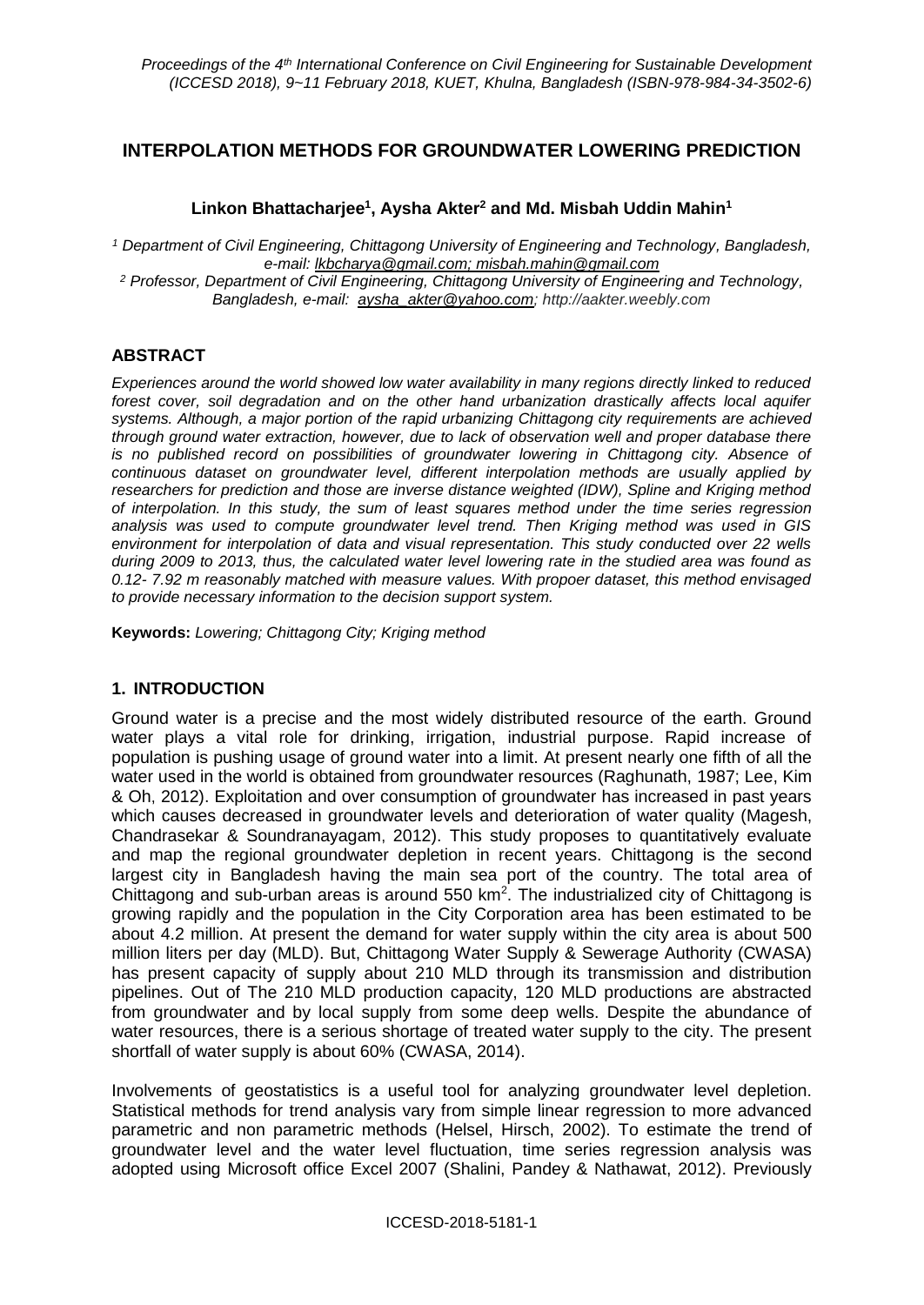# INTERPOLATION METHODS FOR GROUNDWATER LOWERING PREDICTION

**Linkon Bhattacharjee[1], Aysha Akter[2] and Md. Misbah Uddin Mahin[1]**

*[1] Department of Civil Engineering, Chittagong University of Engineering and Technology, Bangladesh, e-mail: lkbcharya@gmail.com; misbah.mahin@gmail.com*

*[2] Professor, Department of Civil Engineering, Chittagong University of Engineering and Technology, Bangladesh, e-mail: aysha_akter@yahoo.com; http://aakter.weebly.com*

## ABSTRACT

*Experiences around the world showed low water availability in many regions directly linked to reduced forest cover, soil degradation and on the other hand urbanization drastically affects local aquifer systems. Although, a major portion of the rapid urbanizing Chittagong city requirements are achieved through ground water extraction, however, due to lack of observation well and proper database there is no published record on possibilities of groundwater lowering in Chittagong city. Absence of continuous dataset on groundwater level, different interpolation methods are usually applied by researchers for prediction and those are inverse distance weighted (IDW), Spline and Kriging method of interpolation. In this study, the sum of least squares method under the time series regression analysis was used to compute groundwater level trend. Then Kriging method was used in GIS environment for interpolation of data and visual representation. This study conducted over 22 wells during 2009 to 2013, thus, the calculated water level lowering rate in the studied area was found as 0.12- 7.92 m reasonably matched with measure values. With propoer dataset, this method envisaged to provide necessary information to the decision support system.*

**Keywords:** *Lowering; Chittagong City; Kriging method*

## 1. INTRODUCTION

Ground water is a precise and the most widely distributed resource of the earth. Ground water plays a vital role for drinking, irrigation, industrial purpose. Rapid increase of population is pushing usage of ground water into a limit. At present nearly one fifth of all the water used in the world is obtained from groundwater resources (Raghunath, 1987; Lee, Kim & Oh, 2012). Exploitation and over consumption of groundwater has increased in past years which causes decreased in groundwater levels and deterioration of water quality (Magesh, Chandrasekar & Soundranayagam, 2012). This study proposes to quantitatively evaluate and map the regional groundwater depletion in recent years. Chittagong is the second largest city in Bangladesh having the main sea port of the country. The total area of Chittagong and sub-urban areas is around 550 km$^2$. The industrialized city of Chittagong is growing rapidly and the population in the City Corporation area has been estimated to be about 4.2 million. At present the demand for water supply within the city area is about 500 million liters per day (MLD). But, Chittagong Water Supply & Sewerage Authority (CWASA) has present capacity of supply about 210 MLD through its transmission and distribution pipelines. Out of The 210 MLD production capacity, 120 MLD productions are abstracted from groundwater and by local supply from some deep wells. Despite the abundance of water resources, there is a serious shortage of treated water supply to the city. The present shortfall of water supply is about 60% (CWASA, 2014).

Involvements of geostatistics is a useful tool for analyzing groundwater level depletion. Statistical methods for trend analysis vary from simple linear regression to more advanced parametric and non parametric methods (Helsel, Hirsch, 2002). To estimate the trend of groundwater level and the water level fluctuation, time series regression analysis was adopted using Microsoft office Excel 2007 (Shalini, Pandey & Nathawat, 2012). Previously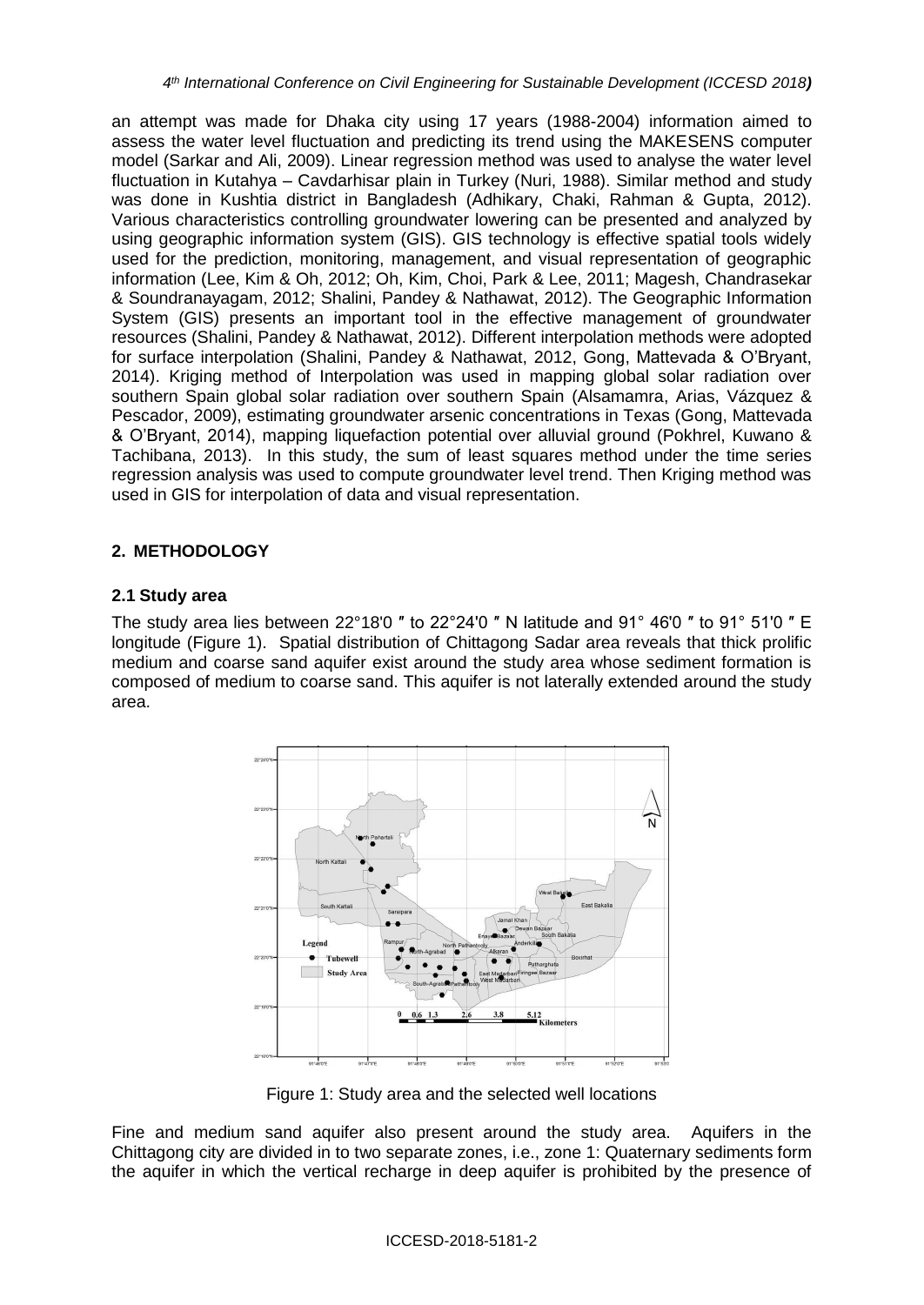an attempt was made for Dhaka city using 17 years (1988-2004) information aimed to assess the water level fluctuation and predicting its trend using the MAKESENS computer model (Sarkar and Ali, 2009). Linear regression method was used to analyse the water level fluctuation in Kutahya – Cavdarhisar plain in Turkey (Nuri, 1988). Similar method and study was done in Kushtia district in Bangladesh (Adhikary, Chaki, Rahman & Gupta, 2012). Various characteristics controlling groundwater lowering can be presented and analyzed by using geographic information system (GIS). GIS technology is effective spatial tools widely used for the prediction, monitoring, management, and visual representation of geographic information (Lee, Kim & Oh, 2012; Oh, Kim, Choi, Park & Lee, 2011; Magesh, Chandrasekar & Soundranayagam, 2012; Shalini, Pandey & Nathawat, 2012). The Geographic Information System (GIS) presents an important tool in the effective management of groundwater resources (Shalini, Pandey & Nathawat, 2012). Different interpolation methods were adopted for surface interpolation (Shalini, Pandey & Nathawat, 2012, Gong, Mattevada & O'Bryant, 2014). Kriging method of Interpolation was used in mapping global solar radiation over southern Spain global solar radiation over southern Spain (Alsamamra, Arias, Vázquez & Pescador, 2009), estimating groundwater arsenic concentrations in Texas (Gong, Mattevada & O'Bryant, 2014), mapping liquefaction potential over alluvial ground (Pokhrel, Kuwano & Tachibana, 2013). In this study, the sum of least squares method under the time series regression analysis was used to compute groundwater level trend. Then Kriging method was used in GIS for interpolation of data and visual representation.

## 2. METHODOLOGY

### 2.1 Study area

The study area lies between 22°18'0 ″ to 22°24'0 ″ N latitude and 91° 46'0 ″ to 91° 51'0 ″ E longitude (Figure 1). Spatial distribution of Chittagong Sadar area reveals that thick prolific medium and coarse sand aquifer exist around the study area whose sediment formation is composed of medium to coarse sand. This aquifer is not laterally extended around the study area.

Figure 1: Study area and the selected well locations

Fine and medium sand aquifer also present around the study area. Aquifers in the Chittagong city are divided in to two separate zones, i.e., zone 1: Quaternary sediments form the aquifer in which the vertical recharge in deep aquifer is prohibited by the presence of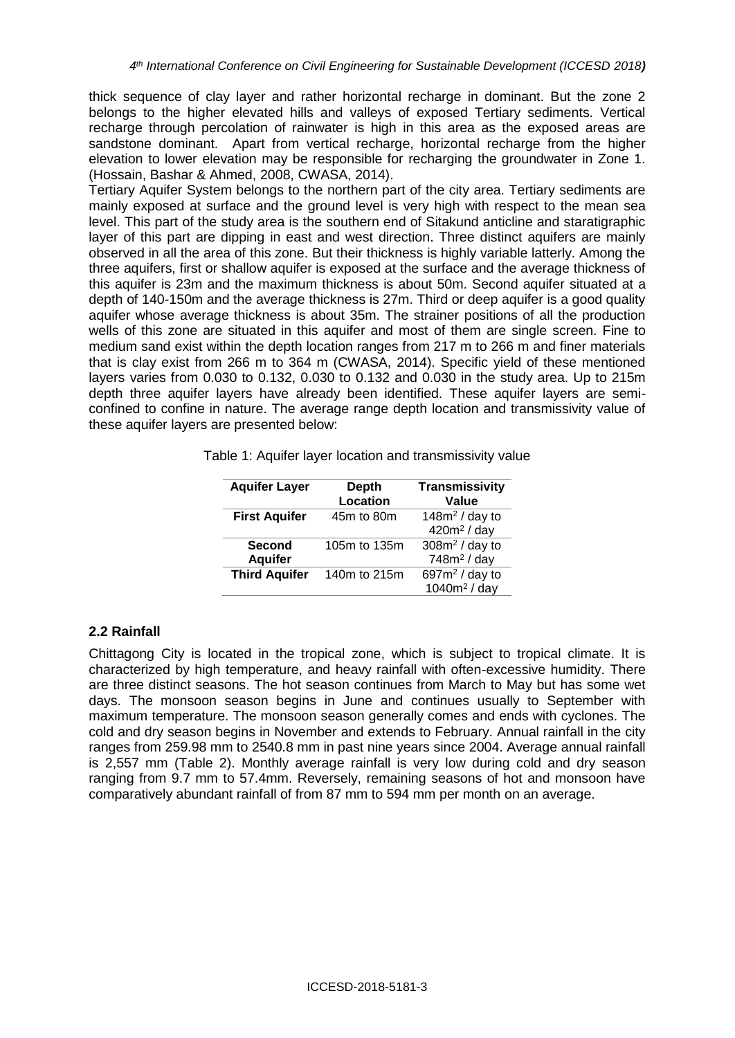thick sequence of clay layer and rather horizontal recharge in dominant. But the zone 2 belongs to the higher elevated hills and valleys of exposed Tertiary sediments. Vertical recharge through percolation of rainwater is high in this area as the exposed areas are sandstone dominant. Apart from vertical recharge, horizontal recharge from the higher elevation to lower elevation may be responsible for recharging the groundwater in Zone 1. (Hossain, Bashar & Ahmed, 2008, CWASA, 2014).

Tertiary Aquifer System belongs to the northern part of the city area. Tertiary sediments are mainly exposed at surface and the ground level is very high with respect to the mean sea level. This part of the study area is the southern end of Sitakund anticline and staratigraphic layer of this part are dipping in east and west direction. Three distinct aquifers are mainly observed in all the area of this zone. But their thickness is highly variable latterly. Among the three aquifers, first or shallow aquifer is exposed at the surface and the average thickness of this aquifer is 23m and the maximum thickness is about 50m. Second aquifer situated at a depth of 140-150m and the average thickness is 27m. Third or deep aquifer is a good quality aquifer whose average thickness is about 35m. The strainer positions of all the production wells of this zone are situated in this aquifer and most of them are single screen. Fine to medium sand exist within the depth location ranges from 217 m to 266 m and finer materials that is clay exist from 266 m to 364 m (CWASA, 2014). Specific yield of these mentioned layers varies from 0.030 to 0.132, 0.030 to 0.132 and 0.030 in the study area. Up to 215m depth three aquifer layers have already been identified. These aquifer layers are semi-confined to confine in nature. The average range depth location and transmissivity value of these aquifer layers are presented below:

Table 1: Aquifer layer location and transmissivity value

| Aquifer Layer | Depth Location | Transmissivity Value |
|---|---|---|
| **First Aquifer** | 45m to 80m | $148m^2$ / day to $420m^2$ / day |
| **Second Aquifer** | 105m to 135m | $308m^2$ / day to $748m^2$ / day |
| **Third Aquifer** | 140m to 215m | $697m^2$ / day to $1040m^2$ / day |

## 2.2 Rainfall

Chittagong City is located in the tropical zone, which is subject to tropical climate. It is characterized by high temperature, and heavy rainfall with often-excessive humidity. There are three distinct seasons. The hot season continues from March to May but has some wet days. The monsoon season begins in June and continues usually to September with maximum temperature. The monsoon season generally comes and ends with cyclones. The cold and dry season begins in November and extends to February. Annual rainfall in the city ranges from 259.98 mm to 2540.8 mm in past nine years since 2004. Average annual rainfall is 2,557 mm (Table 2). Monthly average rainfall is very low during cold and dry season ranging from 9.7 mm to 57.4mm. Reversely, remaining seasons of hot and monsoon have comparatively abundant rainfall of from 87 mm to 594 mm per month on an average.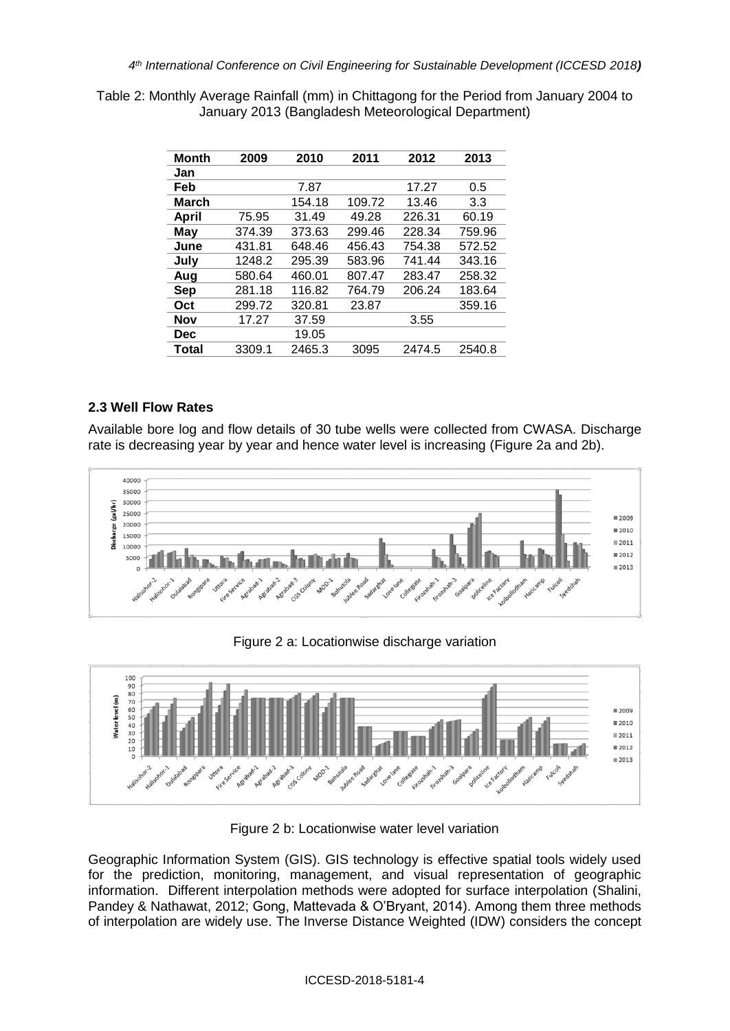Table 2: Monthly Average Rainfall (mm) in Chittagong for the Period from January 2004 to January 2013 (Bangladesh Meteorological Department)

| Month | 2009 | 2010 | 2011 | 2012 | 2013 |
|---|---|---|---|---|---|
| Jan | | | | | |
| Feb | | 7.87 | | 17.27 | 0.5 |
| March | | 154.18 | 109.72 | 13.46 | 3.3 |
| April | 75.95 | 31.49 | 49.28 | 226.31 | 60.19 |
| May | 374.39 | 373.63 | 299.46 | 228.34 | 759.96 |
| June | 431.81 | 648.46 | 456.43 | 754.38 | 572.52 |
| July | 1248.2 | 295.39 | 583.96 | 741.44 | 343.16 |
| Aug | 580.64 | 460.01 | 807.47 | 283.47 | 258.32 |
| Sep | 281.18 | 116.82 | 764.79 | 206.24 | 183.64 |
| Oct | 299.72 | 320.81 | 23.87 | | 359.16 |
| Nov | 17.27 | 37.59 | | 3.55 | |
| Dec | | 19.05 | | | |
| Total | 3309.1 | 2465.3 | 3095 | 2474.5 | 2540.8 |

### 2.3 Well Flow Rates

Available bore log and flow details of 30 tube wells were collected from CWASA. Discharge rate is decreasing year by year and hence water level is increasing (Figure 2a and 2b).

Figure 2 a: Locationwise discharge variation

Figure 2 b: Locationwise water level variation

Geographic Information System (GIS). GIS technology is effective spatial tools widely used for the prediction, monitoring, management, and visual representation of geographic information. Different interpolation methods were adopted for surface interpolation (Shalini, Pandey & Nathawat, 2012; Gong, Mattevada & O'Bryant, 2014). Among them three methods of interpolation are widely use. The Inverse Distance Weighted (IDW) considers the concept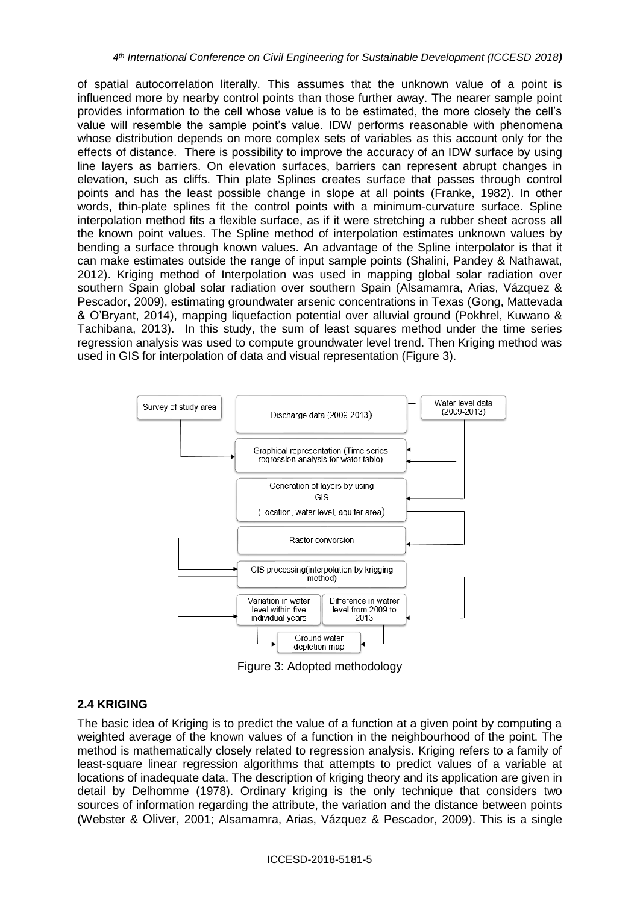of spatial autocorrelation literally. This assumes that the unknown value of a point is influenced more by nearby control points than those further away. The nearer sample point provides information to the cell whose value is to be estimated, the more closely the cell's value will resemble the sample point's value. IDW performs reasonable with phenomena whose distribution depends on more complex sets of variables as this account only for the effects of distance. There is possibility to improve the accuracy of an IDW surface by using line layers as barriers. On elevation surfaces, barriers can represent abrupt changes in elevation, such as cliffs. Thin plate Splines creates surface that passes through control points and has the least possible change in slope at all points (Franke, 1982). In other words, thin-plate splines fit the control points with a minimum-curvature surface. Spline interpolation method fits a flexible surface, as if it were stretching a rubber sheet across all the known point values. The Spline method of interpolation estimates unknown values by bending a surface through known values. An advantage of the Spline interpolator is that it can make estimates outside the range of input sample points (Shalini, Pandey & Nathawat, 2012). Kriging method of Interpolation was used in mapping global solar radiation over southern Spain global solar radiation over southern Spain (Alsamamra, Arias, Vázquez & Pescador, 2009), estimating groundwater arsenic concentrations in Texas (Gong, Mattevada & O'Bryant, 2014), mapping liquefaction potential over alluvial ground (Pokhrel, Kuwano & Tachibana, 2013). In this study, the sum of least squares method under the time series regression analysis was used to compute groundwater level trend. Then Kriging method was used in GIS for interpolation of data and visual representation (Figure 3).

Survey of study area

Discharge data (2009-2013)

Water level data (2009-2013)

Graphical representation (Time series regression analysis for water table)

Generation of layers by using GIS (Location, water level, aquifer area)

Raster conversion

GIS processing(interpolation by krigging method)

Variation in water level within five individual years

Difference in watrer level from 2009 to 2013

Ground water depletion map

Figure 3: Adopted methodology

## 2.4 KRIGING

The basic idea of Kriging is to predict the value of a function at a given point by computing a weighted average of the known values of a function in the neighbourhood of the point. The method is mathematically closely related to regression analysis. Kriging refers to a family of least-square linear regression algorithms that attempts to predict values of a variable at locations of inadequate data. The description of kriging theory and its application are given in detail by Delhomme (1978). Ordinary kriging is the only technique that considers two sources of information regarding the attribute, the variation and the distance between points (Webster & Oliver, 2001; Alsamamra, Arias, Vázquez & Pescador, 2009). This is a single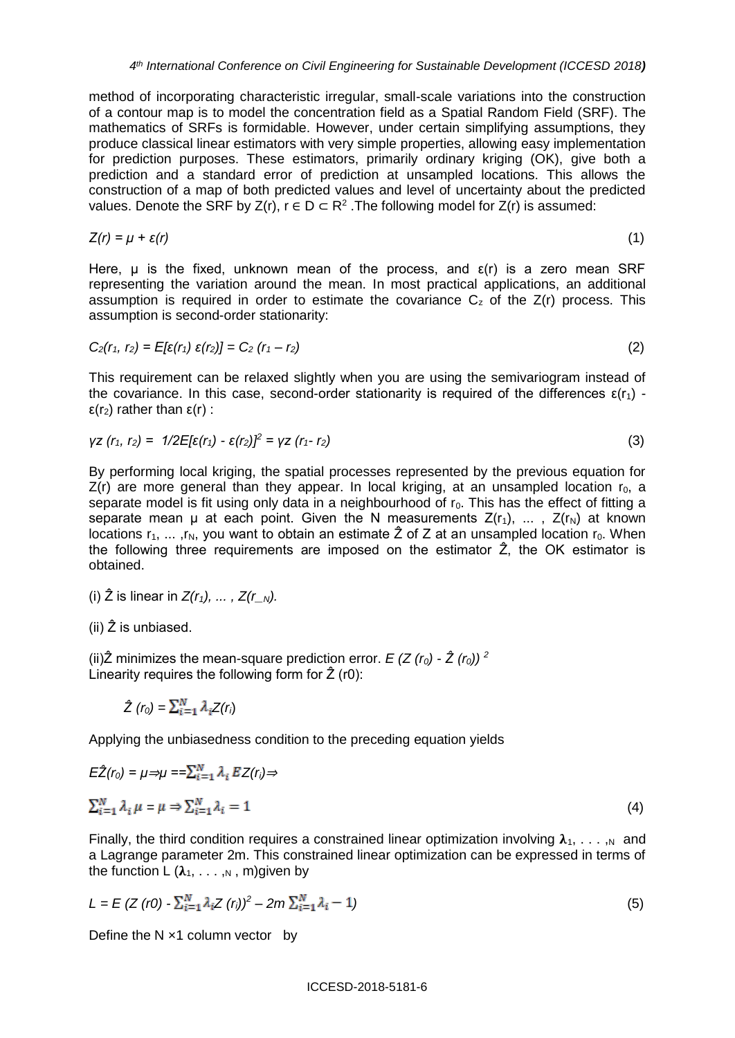method of incorporating characteristic irregular, small-scale variations into the construction of a contour map is to model the concentration field as a Spatial Random Field (SRF). The mathematics of SRFs is formidable. However, under certain simplifying assumptions, they produce classical linear estimators with very simple properties, allowing easy implementation for prediction purposes. These estimators, primarily ordinary kriging (OK), give both a prediction and a standard error of prediction at unsampled locations. This allows the construction of a map of both predicted values and level of uncertainty about the predicted values. Denote the SRF by $Z(r)$, $r \in D \subset R^2$ .The following model for $Z(r)$ is assumed:

$$Z(r) = \mu + \varepsilon(r) \tag{1}$$

Here, $\mu$ is the fixed, unknown mean of the process, and $\varepsilon(r)$ is a zero mean SRF representing the variation around the mean. In most practical applications, an additional assumption is required in order to estimate the covariance $C_z$ of the $Z(r)$ process. This assumption is second-order stationarity:

$$C_2(r_1, r_2) = E[\varepsilon(r_1)\, \varepsilon(r_2)] = C_2\,(r_1 - r_2) \tag{2}$$

This requirement can be relaxed slightly when you are using the semivariogram instead of the covariance. In this case, second-order stationarity is required of the differences $\varepsilon(r_1) - \varepsilon(r_2)$ rather than $\varepsilon(r)$ :

$$\gamma z\,(r_1, r_2) = 1/2E[\varepsilon(r_1) - \varepsilon(r_2)]^2 = \gamma z\,(r_1 - r_2) \tag{3}$$

By performing local kriging, the spatial processes represented by the previous equation for $Z(r)$ are more general than they appear. In local kriging, at an unsampled location $r_0$, a separate model is fit using only data in a neighbourhood of $r_0$. This has the effect of fitting a separate mean $\mu$ at each point. Given the N measurements $Z(r_1), \ldots, Z(r_N)$ at known locations $r_1, \ldots, r_N$, you want to obtain an estimate $\hat{Z}$ of Z at an unsampled location $r_0$. When the following three requirements are imposed on the estimator $\hat{Z}$, the OK estimator is obtained.

(i) $\hat{Z}$ is linear in $Z(r_1), \ldots, Z(r_N)$.

(ii) $\hat{Z}$ is unbiased.

(ii)$\hat{Z}$ minimizes the mean-square prediction error. $E\,(Z\,(r_0) - \hat{Z}\,(r_0))^2$
Linearity requires the following form for $\hat{Z}$ (r0):

$$\hat{Z}\,(r_0) = \sum_{i=1}^{N} \lambda_i Z(r_i)$$

Applying the unbiasedness condition to the preceding equation yields

$$E\hat{Z}(r_0) = \mu \Rightarrow \mu == \sum_{i=1}^{N} \lambda_i\, EZ(r_i) \Rightarrow$$

$$\sum_{i=1}^{N} \lambda_i\, \mu = \mu \Rightarrow \sum_{i=1}^{N} \lambda_i = 1 \tag{4}$$

Finally, the third condition requires a constrained linear optimization involving $\boldsymbol{\lambda}_1, \ldots, _N$ and a Lagrange parameter 2m. This constrained linear optimization can be expressed in terms of the function $L\,(\boldsymbol{\lambda}_1, \ldots, _N, m)$given by

$$L = E\,(Z\,(r0) - \sum_{i=1}^{N} \lambda_i Z\,(r_i))^2 - 2m \sum_{i=1}^{N} \lambda_i - 1) \tag{5}$$

Define the N ×1 column vector by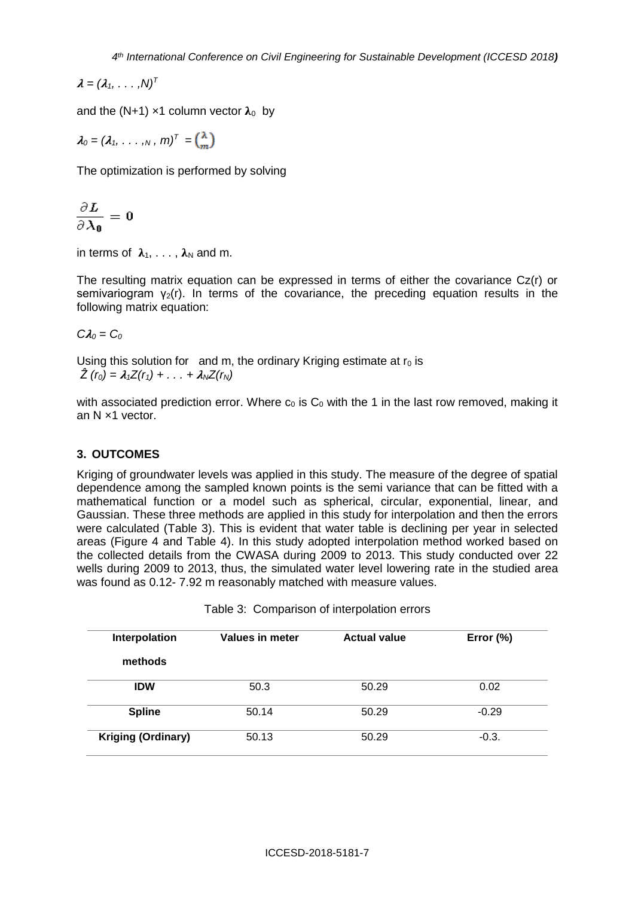$\boldsymbol{\lambda} = (\boldsymbol{\lambda}_1, \ldots, N)^T$

and the (N+1) ×1 column vector $\boldsymbol{\lambda}_0$ by

$\boldsymbol{\lambda}_0 = (\boldsymbol{\lambda}_1, \ldots, _N, m)^T = \binom{\lambda}{m}$

The optimization is performed by solving

$$\frac{\partial L}{\partial \boldsymbol{\lambda}_0} = 0$$

in terms of $\boldsymbol{\lambda}_1, \ldots, \boldsymbol{\lambda}_N$ and m.

The resulting matrix equation can be expressed in terms of either the covariance Cz(r) or semivariogram $\gamma_2(r)$. In terms of the covariance, the preceding equation results in the following matrix equation:

$C\boldsymbol{\lambda}_0 = C_0$

Using this solution for and m, the ordinary Kriging estimate at $r_0$ is
$\hat{Z}(r_0) = \boldsymbol{\lambda}_1 Z(r_1) + \ldots + \boldsymbol{\lambda}_N Z(r_N)$

with associated prediction error. Where $c_0$ is $C_0$ with the 1 in the last row removed, making it an N ×1 vector.

## 3. OUTCOMES

Kriging of groundwater levels was applied in this study. The measure of the degree of spatial dependence among the sampled known points is the semi variance that can be fitted with a mathematical function or a model such as spherical, circular, exponential, linear, and Gaussian. These three methods are applied in this study for interpolation and then the errors were calculated (Table 3). This is evident that water table is declining per year in selected areas (Figure 4 and Table 4). In this study adopted interpolation method worked based on the collected details from the CWASA during 2009 to 2013. This study conducted over 22 wells during 2009 to 2013, thus, the simulated water level lowering rate in the studied area was found as 0.12- 7.92 m reasonably matched with measure values.

Table 3: Comparison of interpolation errors

| Interpolation methods | Values in meter | Actual value | Error (%) |
|---|---|---|---|
| **IDW** | 50.3 | 50.29 | 0.02 |
| **Spline** | 50.14 | 50.29 | -0.29 |
| **Kriging (Ordinary)** | 50.13 | 50.29 | -0.3. |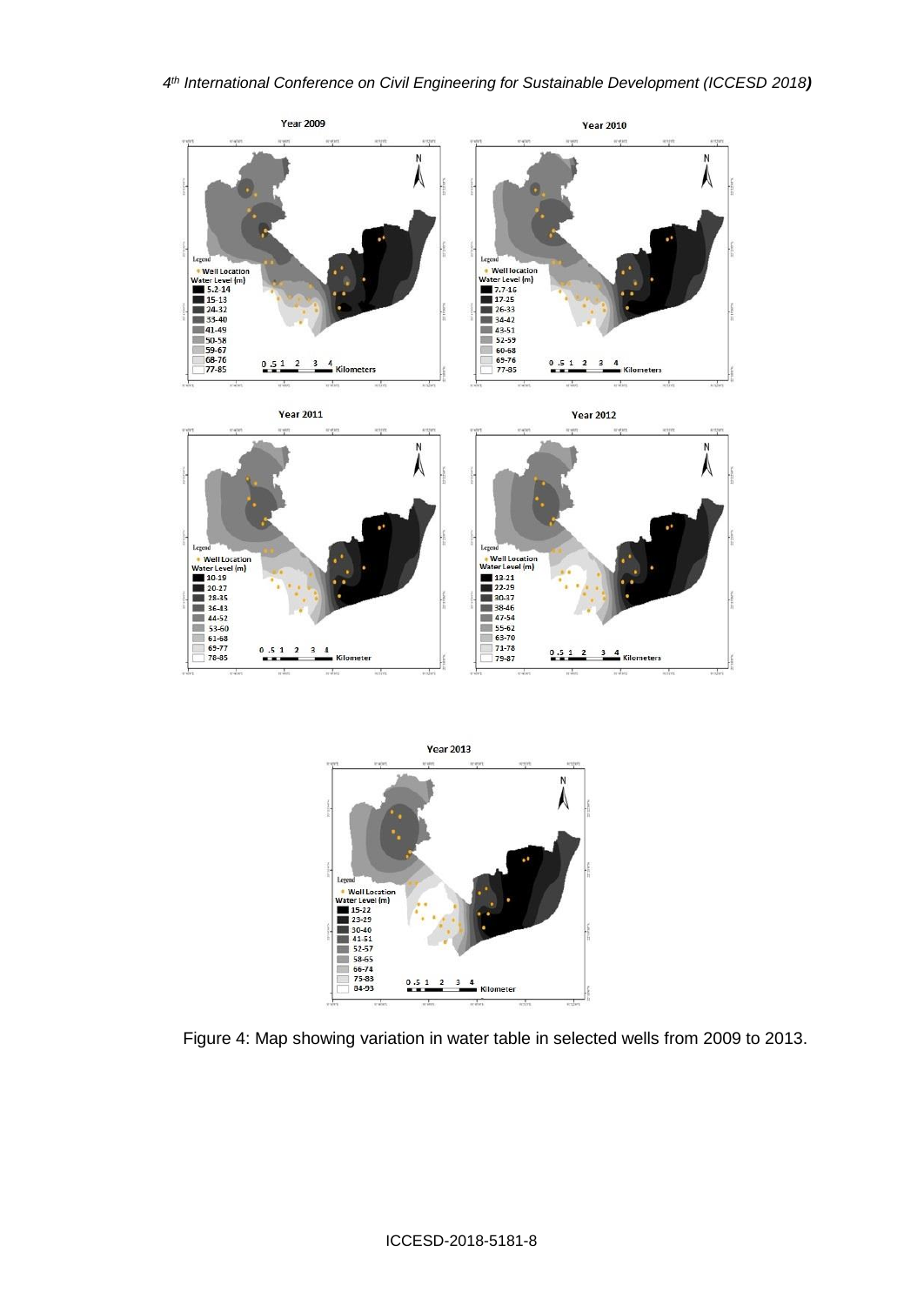Figure 4: Map showing variation in water table in selected wells from 2009 to 2013.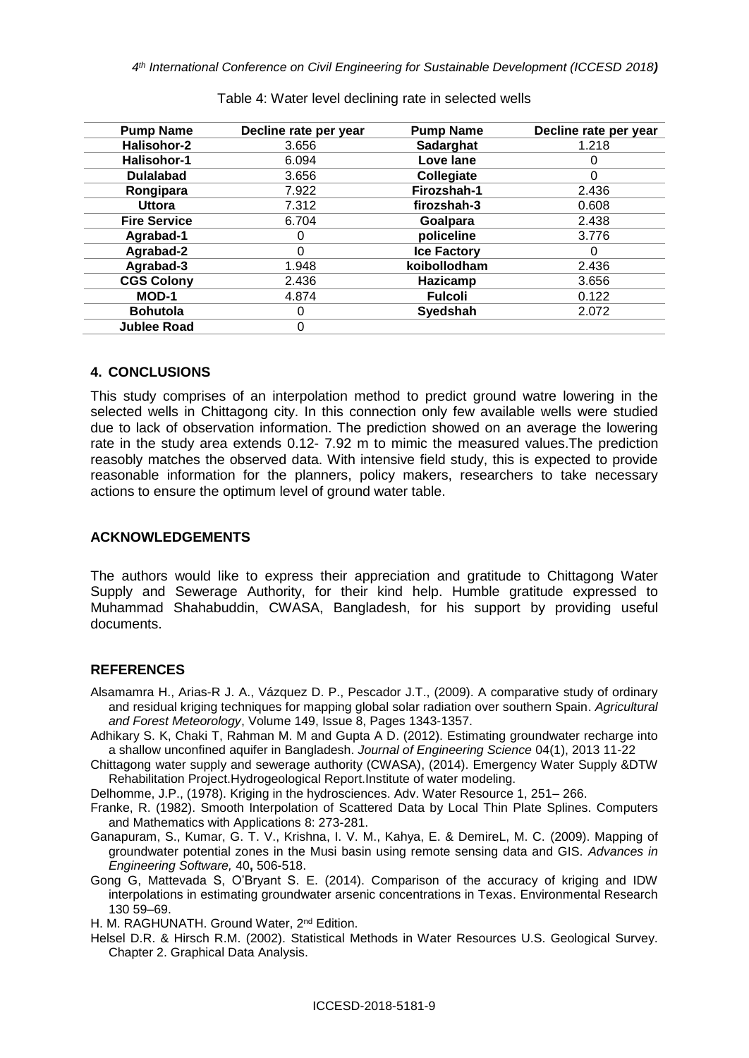Table 4: Water level declining rate in selected wells

| Pump Name | Decline rate per year | Pump Name | Decline rate per year |
|---|---|---|---|
| **Halisohor-2** | 3.656 | **Sadarghat** | 1.218 |
| **Halisohor-1** | 6.094 | **Love lane** | 0 |
| **Dulalabad** | 3.656 | **Collegiate** | 0 |
| **Rongipara** | 7.922 | **Firozshah-1** | 2.436 |
| **Uttora** | 7.312 | **firozshah-3** | 0.608 |
| **Fire Service** | 6.704 | **Goalpara** | 2.438 |
| **Agrabad-1** | 0 | **policeline** | 3.776 |
| **Agrabad-2** | 0 | **Ice Factory** | 0 |
| **Agrabad-3** | 1.948 | **koibollodham** | 2.436 |
| **CGS Colony** | 2.436 | **Hazicamp** | 3.656 |
| **MOD-1** | 4.874 | **Fulcoli** | 0.122 |
| **Bohutola** | 0 | **Syedshah** | 2.072 |
| **Jublee Road** | 0 | | |

## 4. CONCLUSIONS

This study comprises of an interpolation method to predict ground watre lowering in the selected wells in Chittagong city. In this connection only few available wells were studied due to lack of observation information. The prediction showed on an average the lowering rate in the study area extends 0.12- 7.92 m to mimic the measured values.The prediction reasobly matches the observed data. With intensive field study, this is expected to provide reasonable information for the planners, policy makers, researchers to take necessary actions to ensure the optimum level of ground water table.

## ACKNOWLEDGEMENTS

The authors would like to express their appreciation and gratitude to Chittagong Water Supply and Sewerage Authority, for their kind help. Humble gratitude expressed to Muhammad Shahabuddin, CWASA, Bangladesh, for his support by providing useful documents.

## REFERENCES

Alsamamra H., Arias-R J. A., Vázquez D. P., Pescador J.T., (2009). A comparative study of ordinary and residual kriging techniques for mapping global solar radiation over southern Spain. *Agricultural and Forest Meteorology*, Volume 149, Issue 8, Pages 1343-1357.

Adhikary S. K, Chaki T, Rahman M. M and Gupta A D. (2012). Estimating groundwater recharge into a shallow unconfined aquifer in Bangladesh. *Journal of Engineering Science* 04(1), 2013 11-22

Chittagong water supply and sewerage authority (CWASA), (2014). Emergency Water Supply &DTW Rehabilitation Project.Hydrogeological Report.Institute of water modeling.

Delhomme, J.P., (1978). Kriging in the hydrosciences. Adv. Water Resource 1, 251– 266.

Franke, R. (1982). Smooth Interpolation of Scattered Data by Local Thin Plate Splines. Computers and Mathematics with Applications 8: 273-281.

Ganapuram, S., Kumar, G. T. V., Krishna, I. V. M., Kahya, E. & DemireL, M. C. (2009). Mapping of groundwater potential zones in the Musi basin using remote sensing data and GIS. *Advances in Engineering Software,* 40**,** 506-518.

Gong G, Mattevada S, O'Bryant S. E. (2014). Comparison of the accuracy of kriging and IDW interpolations in estimating groundwater arsenic concentrations in Texas. Environmental Research 130 59–69.

H. M. RAGHUNATH. Ground Water, 2nd Edition.

Helsel D.R. & Hirsch R.M. (2002). Statistical Methods in Water Resources U.S. Geological Survey. Chapter 2. Graphical Data Analysis.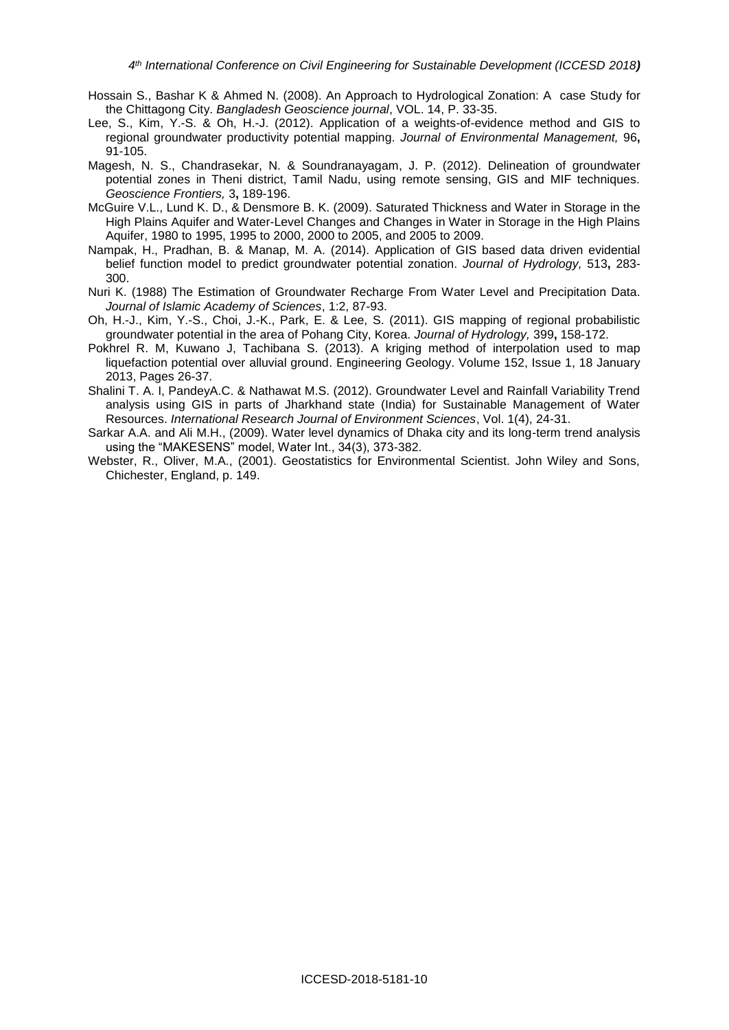Hossain S., Bashar K & Ahmed N. (2008). An Approach to Hydrological Zonation: A case Study for the Chittagong City. *Bangladesh Geoscience journal*, VOL. 14, P. 33-35.

Lee, S., Kim, Y.-S. & Oh, H.-J. (2012). Application of a weights-of-evidence method and GIS to regional groundwater productivity potential mapping. *Journal of Environmental Management,* 96**,** 91-105.

Magesh, N. S., Chandrasekar, N. & Soundranayagam, J. P. (2012). Delineation of groundwater potential zones in Theni district, Tamil Nadu, using remote sensing, GIS and MIF techniques. *Geoscience Frontiers,* 3**,** 189-196.

McGuire V.L., Lund K. D., & Densmore B. K. (2009). Saturated Thickness and Water in Storage in the High Plains Aquifer and Water-Level Changes and Changes in Water in Storage in the High Plains Aquifer, 1980 to 1995, 1995 to 2000, 2000 to 2005, and 2005 to 2009.

Nampak, H., Pradhan, B. & Manap, M. A. (2014). Application of GIS based data driven evidential belief function model to predict groundwater potential zonation. *Journal of Hydrology,* 513**,** 283-300.

Nuri K. (1988) The Estimation of Groundwater Recharge From Water Level and Precipitation Data. *Journal of Islamic Academy of Sciences*, 1:2, 87-93.

Oh, H.-J., Kim, Y.-S., Choi, J.-K., Park, E. & Lee, S. (2011). GIS mapping of regional probabilistic groundwater potential in the area of Pohang City, Korea. *Journal of Hydrology,* 399**,** 158-172.

Pokhrel R. M, Kuwano J, Tachibana S. (2013). A kriging method of interpolation used to map liquefaction potential over alluvial ground. Engineering Geology. Volume 152, Issue 1, 18 January 2013, Pages 26-37.

Shalini T. A. I, PandeyA.C. & Nathawat M.S. (2012). Groundwater Level and Rainfall Variability Trend analysis using GIS in parts of Jharkhand state (India) for Sustainable Management of Water Resources. *International Research Journal of Environment Sciences*, Vol. 1(4), 24-31.

Sarkar A.A. and Ali M.H., (2009). Water level dynamics of Dhaka city and its long-term trend analysis using the "MAKESENS" model, Water Int., 34(3), 373-382.

Webster, R., Oliver, M.A., (2001). Geostatistics for Environmental Scientist. John Wiley and Sons, Chichester, England, p. 149.